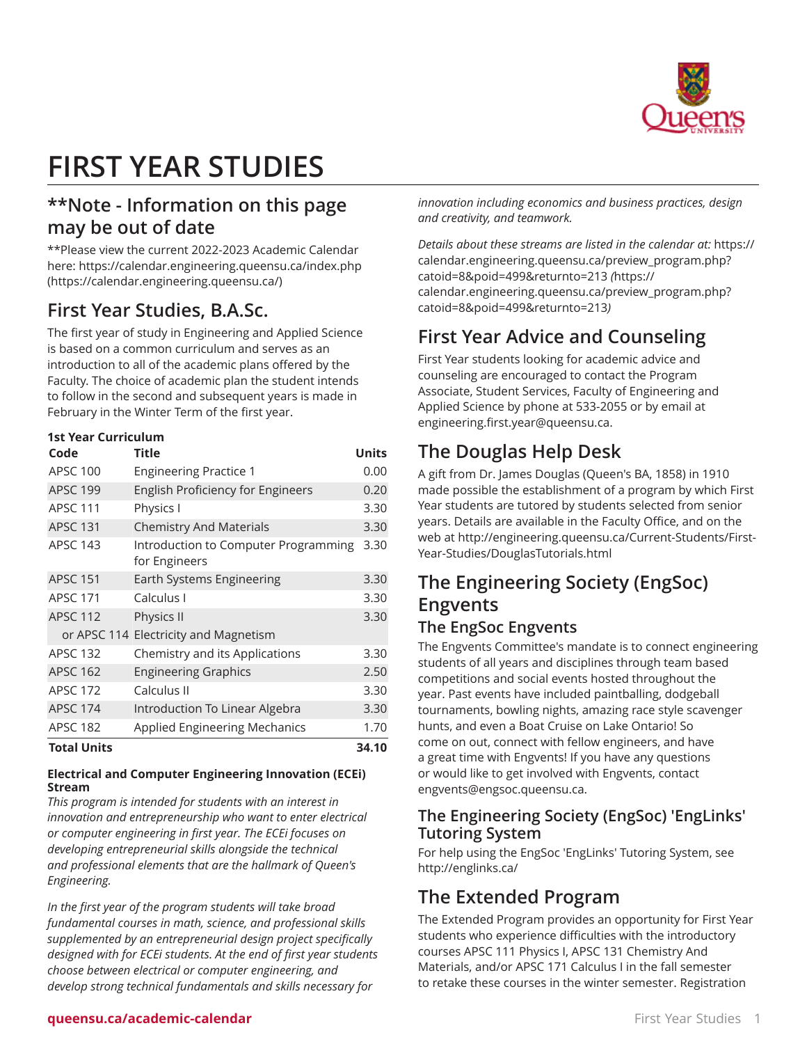# FIRST YEAR STUDIES

## **Note - Information on this page may be out of date

**Please view the current 2022-2023 Academic Calendar here: https://calendar.engineering.queensu.ca/index.php (https://calendar.engineering.queensu.ca/)

## First Year Studies, B.A.Sc.

The first year of study in Engineering and Applied Science is based on a common curriculum and serves as an introduction to all of the academic plans offered by the Faculty. The choice of academic plan the student intends to follow in the second and subsequent years is made in February in the Winter Term of the first year.

**1st Year Curriculum**

| Code | Title | Units |
|---|---|---|
| APSC 100 | Engineering Practice 1 | 0.00 |
| APSC 199 | English Proficiency for Engineers | 0.20 |
| APSC 111 | Physics I | 3.30 |
| APSC 131 | Chemistry And Materials | 3.30 |
| APSC 143 | Introduction to Computer Programming for Engineers | 3.30 |
| APSC 151 | Earth Systems Engineering | 3.30 |
| APSC 171 | Calculus I | 3.30 |
| APSC 112 | Physics II | 3.30 |
| or APSC 114 | Electricity and Magnetism | |
| APSC 132 | Chemistry and its Applications | 3.30 |
| APSC 162 | Engineering Graphics | 2.50 |
| APSC 172 | Calculus II | 3.30 |
| APSC 174 | Introduction To Linear Algebra | 3.30 |
| APSC 182 | Applied Engineering Mechanics | 1.70 |
| **Total Units** | | **34.10** |

**Electrical and Computer Engineering Innovation (ECEi) Stream**

*This program is intended for students with an interest in innovation and entrepreneurship who want to enter electrical or computer engineering in first year. The ECEi focuses on developing entrepreneurial skills alongside the technical and professional elements that are the hallmark of Queen's Engineering.*

*In the first year of the program students will take broad fundamental courses in math, science, and professional skills supplemented by an entrepreneurial design project specifically designed with for ECEi students. At the end of first year students choose between electrical or computer engineering, and develop strong technical fundamentals and skills necessary for innovation including economics and business practices, design and creativity, and teamwork.*

*Details about these streams are listed in the calendar at:* https://calendar.engineering.queensu.ca/preview_program.php?catoid=8&poid=499&returnto=213 *(*https://calendar.engineering.queensu.ca/preview_program.php?catoid=8&poid=499&returnto=213*)*

## First Year Advice and Counseling

First Year students looking for academic advice and counseling are encouraged to contact the Program Associate, Student Services, Faculty of Engineering and Applied Science by phone at 533-2055 or by email at engineering.first.year@queensu.ca.

## The Douglas Help Desk

A gift from Dr. James Douglas (Queen's BA, 1858) in 1910 made possible the establishment of a program by which First Year students are tutored by students selected from senior years. Details are available in the Faculty Office, and on the web at http://engineering.queensu.ca/Current-Students/First-Year-Studies/DouglasTutorials.html

## The Engineering Society (EngSoc) Engvents

### The EngSoc Engvents

The Engvents Committee's mandate is to connect engineering students of all years and disciplines through team based competitions and social events hosted throughout the year. Past events have included paintballing, dodgeball tournaments, bowling nights, amazing race style scavenger hunts, and even a Boat Cruise on Lake Ontario! So come on out, connect with fellow engineers, and have a great time with Engvents! If you have any questions or would like to get involved with Engvents, contact engvents@engsoc.queensu.ca.

### The Engineering Society (EngSoc) 'EngLinks' Tutoring System

For help using the EngSoc 'EngLinks' Tutoring System, see http://englinks.ca/

## The Extended Program

The Extended Program provides an opportunity for First Year students who experience difficulties with the introductory courses APSC 111 Physics I, APSC 131 Chemistry And Materials, and/or APSC 171 Calculus I in the fall semester to retake these courses in the winter semester. Registration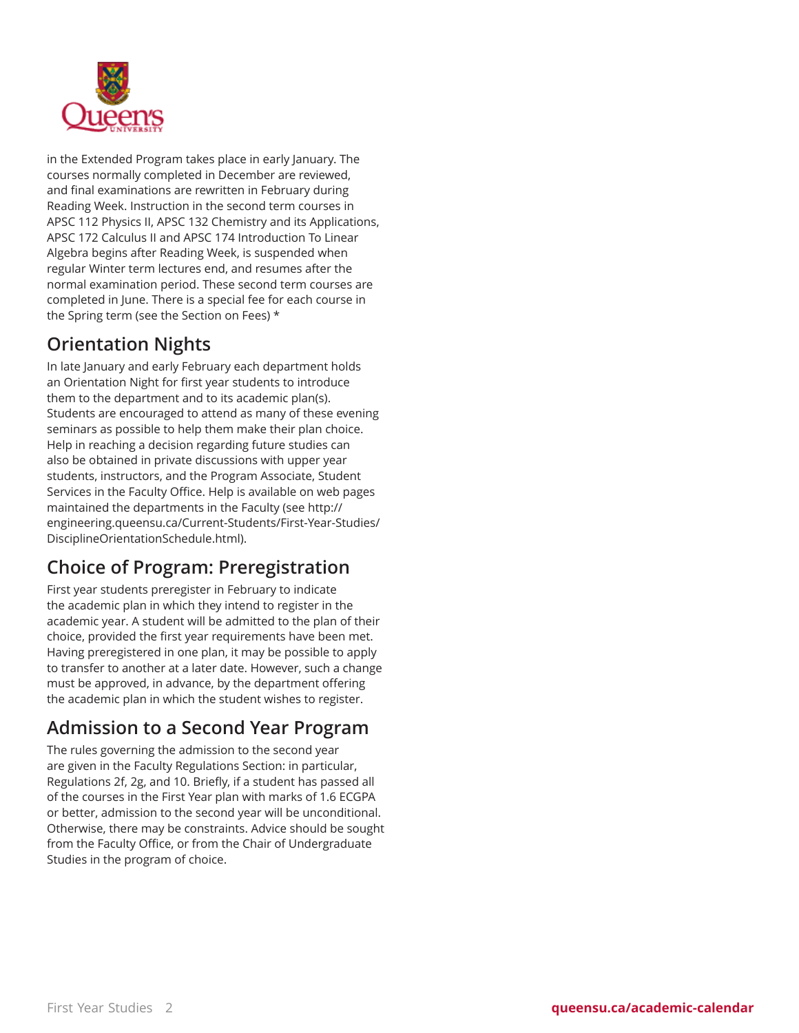in the Extended Program takes place in early January. The courses normally completed in December are reviewed, and final examinations are rewritten in February during Reading Week. Instruction in the second term courses in APSC 112 Physics II, APSC 132 Chemistry and its Applications, APSC 172 Calculus II and APSC 174 Introduction To Linear Algebra begins after Reading Week, is suspended when regular Winter term lectures end, and resumes after the normal examination period. These second term courses are completed in June. There is a special fee for each course in the Spring term (see the Section on Fees) *

## Orientation Nights

In late January and early February each department holds an Orientation Night for first year students to introduce them to the department and to its academic plan(s). Students are encouraged to attend as many of these evening seminars as possible to help them make their plan choice. Help in reaching a decision regarding future studies can also be obtained in private discussions with upper year students, instructors, and the Program Associate, Student Services in the Faculty Office. Help is available on web pages maintained the departments in the Faculty (see http://engineering.queensu.ca/Current-Students/First-Year-Studies/DisciplineOrientationSchedule.html).

## Choice of Program: Preregistration

First year students preregister in February to indicate the academic plan in which they intend to register in the academic year. A student will be admitted to the plan of their choice, provided the first year requirements have been met. Having preregistered in one plan, it may be possible to apply to transfer to another at a later date. However, such a change must be approved, in advance, by the department offering the academic plan in which the student wishes to register.

## Admission to a Second Year Program

The rules governing the admission to the second year are given in the Faculty Regulations Section: in particular, Regulations 2f, 2g, and 10. Briefly, if a student has passed all of the courses in the First Year plan with marks of 1.6 ECGPA or better, admission to the second year will be unconditional. Otherwise, there may be constraints. Advice should be sought from the Faculty Office, or from the Chair of Undergraduate Studies in the program of choice.